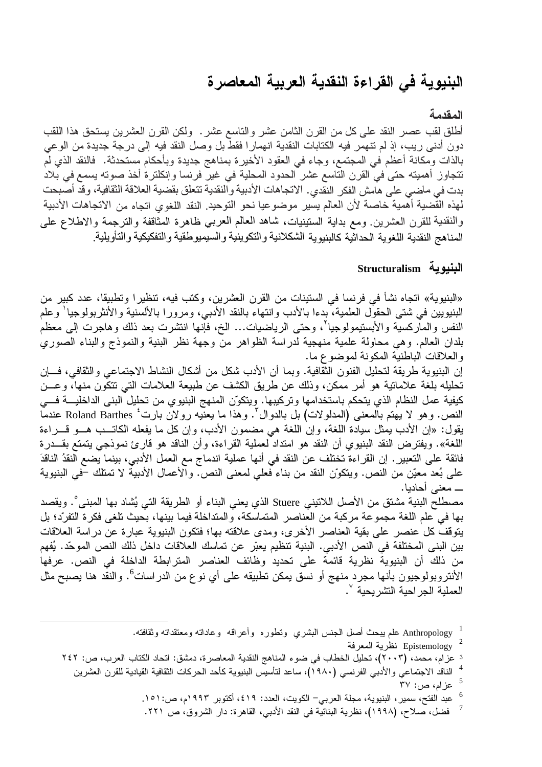# البنيوية في القراءة النقدية العربية المعاصرة

## المقدمة

أطلق لقب عصر النقد على كل من القرن الثامن عشر والتاسع عشر. ولكن القرن العشرين يستحق هذا اللقب دون أدنى ريب، إذ لم تنهمر فيه الكتابات النقدية انهمارا فقط بل وصل النقد فيه إلى درجة جديدة من الوعي بالذات ومكانة أعظم في المجتمع، وجاء في العقود الأخيرة بمناهج جديدة وبأحكام مستحدثة. فالنقد الذي لم تتجاوز أهميته حتى في القرن التاسع عشر الحدود المحلية في غير فرنسا وإنكلترة أخذ صوته يسمع في بلاد بدت في ماضي على هامش الفكر النقدي. الاتجاهات الأدبية والنقدية تتعلق بقضية العلاقة الثقافية، وقد أصبحت لهذه القضية أهمية خاصة لأن العالم يسير موضوعيا نحو التوحيد. النقد اللغوي اتجاه من الاتجاهات الأدبية والنقدية للقرن العشرين. ومع بداية الستينيات، شاهد العالم العربي ظاهرة المثاقفة والترجمة والاطلاع على المناهج النقدية اللغوية الحداثية كالبنيوية الشكلانية والتكوينية والسيميوطقية والتفكيكية والتأويلية.

## البنيوية Structuralism

«البنيوية» اتجاه نشأ في فرنسا في الستينات من القرن العشرين، وكتب فيه، تنظيرا وتطبيقا، عدد كبير من البنيويين في شتى الحقول العلمية، بدءا بالأدب وانتهاء بالنقد الأدبي، ومرورا بالألسنية والأنثربولوجيا[1] وعلم النفس والماركسية والأبستيمولوجيا[2]، وحتى الرياضيات... الخ، فإنها انتشرت بعد ذلك وهاجرت إلى معظم بلدان العالم. وهي محاولة علمية منهجية لدراسة الظواهر من وجهة نظر البنية والنموذج والبناء الصوري والعلاقات الباطنية المكونة لموضوع ما.

إن البنيوية طريقة لتحليل الفنون الثقافية. وبما أن الأدب شكل من أشكال النشاط الاجتماعي والثقافي، فإن تحليله بلغة علاماتية هو أمر ممكن، وذلك عن طريق الكشف عن طبيعة العلامات التي تتكون منها، وعن كيفية عمل النظام الذي يتحكم باستخدامها وتركيبها. ويتكوّن المنهج البنيوي من تحليل البنى الداخلية في النص. وهو لا يهتم بالمعنى (المدلولات) بل بالدوال[3]. وهذا ما يعنيه رولان بارت[4] Roland Barthes عندما يقول: «إن الأدب يمثل سيادة اللغة، وإن اللغة هي مضمون الأدب، وإن كل ما يفعله الكاتب هو قراءة اللغة». ويفترض النقد البنيوي أن النقد هو امتداد لعملية القراءة، وأن الناقد هو قارئ نموذجي يتمتع بقدرة فائقة على التعبير. إن القراءة تختلف عن النقد في أنها عملية اندماج مع العمل الأدبي، بينما يضع النقدُ الناقدَ على بُعد معيّن من النص. ويتكوّن النقد من بناء فعلي لمعنى النص. والأعمال الأدبية لا تمتلك –في البنيوية– معنى أحاديا.

مصطلح البنية مشتق من الأصل اللاتيني Stuere الذي يعني البناء أو الطريقة التي يُشاد بها المبنى[5]. ويقصد بها في علم اللغة مجموعة مركبة من العناصر المتماسكة، والمتداخلة فيما بينها، بحيث تلغى فكرة التفرّد؛ بل يتوقف كل عنصر على بقية العناصر الأخرى، ومدى علاقته بها؛ فتكون البنيوية عبارة عن دراسة العلاقات بين البنى المختلفة في النص الأدبي. البنية تنظيم يعبّر عن تماسك العلاقات داخل ذلك النص الموحّد. يُفهم من ذلك أن البنيوية نظرية قائمة على تحديد وظائف العناصر المترابطة الداخلة في النص. عرفها الأنتروبولوجيون بأنها مجرد منهج أو نسق يمكن تطبيقه على أي نوع من الدراسات[6]. والنقد هنا يصبح مثل العملية الجراحية التشريحية[7].

---

1. Anthropology علم يبحث أصل الجنس البشري وتطوره وأعراقه وعاداته ومعتقداته وثقافته.
2. Epistemology نظرية المعرفة
3. عزام، محمد، (٢٠٠٣)، تحليل الخطاب في ضوء المناهج النقدية المعاصرة، دمشق: اتحاد الكتاب العرب، ص: ٢٤٢
4. الناقد الاجتماعي والأدبي الفرنسي (١٩٨٠)، ساعد لتأسيس البنيوية كأحد الحركات الثقافية القيادية للقرن العشرين
5. عزام، ص: ٣٧
6. عبد الفتح، سمير، البنيوية، مجلة العربي– الكويت، العدد: ٤١٩، أكتوبر ١٩٩٣م، ص:١٥١.
7. فضل، صلاح، (١٩٩٨)، نظرية البنائية في النقد الأدبي، القاهرة: دار الشروق، ص ٢٢١.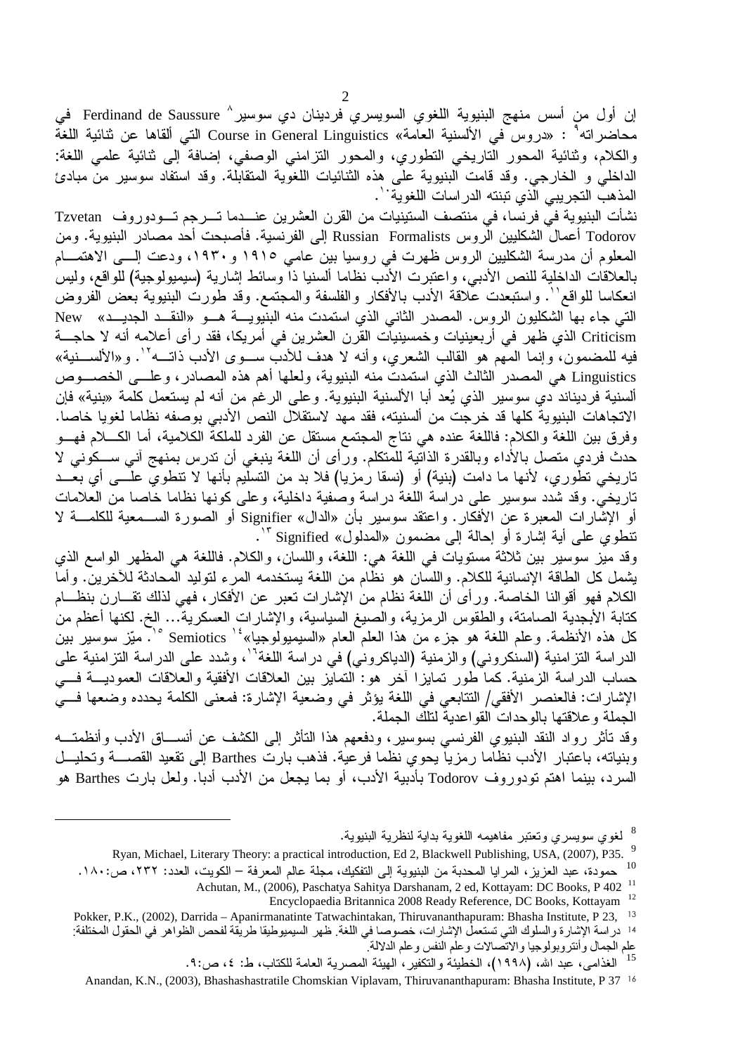إن أول من أسس منهج البنيوية اللغوي السويسري فرديناند دي سوسير[8] Ferdinand de Saussure في محاضراته[9] : «دروس في الألسنية العامة» Course in General Linguistics التي ألقاها عن ثنائية اللغة والكلام، وثنائية المحور التاريخي التطوري، والمحور التزامني الوصفي، إضافة إلى ثنائية علمي اللغة: الداخلي و الخارجي. وقد قامت البنيوية على هذه الثنائيات اللغوية المتقابلة. وقد استفاد سوسير من مبادئ المذهب التجريبي الذي تبنته الدراسات اللغوية[10].

نشأت البنيوية في فرنسا، في منتصف الستينيات من القرن العشرين عندما ترجم تودوروف Tzvetan Todorov أعمال الشكليين الروس Russian Formalists إلى الفرنسية. فأصبحت أحد مصادر البنيوية. ومن المعلوم أن مدرسة الشكليين الروس ظهرت في روسيا بين عامي ١٩١٥ و١٩٣٠، ودعت إلى الاهتمام بالعلاقات الداخلية للنص الأدبي، واعتبرت الأدب نظاما ألسنيا ذا وسائط إشارية (سيميولوجية) للواقع، وليس انعكاسا للواقع[11]. واستبعدت علاقة الأدب بالأفكار والفلسفة والمجتمع. وقد طورت البنيوية بعض الفروض التي جاء بها الشكليون الروس. المصدر الثاني الذي استمدت منه البنيوية هو «النقد الجديد» New Criticism الذي ظهر في أربعينيات وخمسينيات القرن العشرين في أمريكا، فقد رأى أعلامه أنه لا حاجة فيه للمضمون، وإنما المهم هو القالب الشعري، وأنه لا هدف للأدب سوى الأدب ذاته[12]. و«الألسنية» Linguistics هي المصدر الثالث الذي استمدت منه البنيوية، ولعلها أهم هذه المصادر، وعلى الخصوص ألسنية فرديناند دي سوسير الذي يُعد أبا الألسنية البنيوية. وعلى الرغم من أنه لم يستعمل كلمة «بنية» فإن الاتجاهات البنيوية كلها قد خرجت من ألسنيته، فقد مهد لاستقلال النص الأدبي بوصفه نظاما لغويا خاصا. وفرق بين اللغة والكلام: فاللغة عنده هي نتاج المجتمع مستقل عن الفرد للملكة الكلامية، أما الكلام فهو حدث فردي متصل بالأداء وبالقدرة الذاتية للمتكلم. ورأى أن اللغة ينبغي أن تدرس بمنهج آني سكوني لا تاريخي تطوري، لأنها ما دامت (بنية) أو (نسقا رمزيا) فلا بد من التسليم بأنها لا تنطوي على أي بعد تاريخي. وقد شدد سوسير على دراسة اللغة دراسة وصفية داخلية، وعلى كونها نظاما خاصا من العلامات أو الإشارات المعبرة عن الأفكار. واعتقد سوسير بأن «الدال» Signifier أو الصورة السمعية للكلمة لا تنطوي على أية إشارة أو إحالة إلى مضمون «المدلول» Signified[13].

وقد ميز سوسير بين ثلاثة مستويات في اللغة هي: اللغة، واللسان، والكلام. فاللغة هي المظهر الواسع الذي يشمل كل الطاقة الإنسانية للكلام، واللسان هو نظام من اللغة يستخدمه المرء لتوليد المحادثة للآخرين. وأما الكلام فهو أقوالنا الخاصة. ورأى أن اللغة نظام من الإشارات تعبر عن الأفكار، فهي لذلك تقارن بنظام كتابة الأبجدية الصامتة، والطقوس الرمزية، والصيغ السياسية، والإشارات العسكرية... الخ. لكنها أعظم من كل هذه الأنظمة. وعلم اللغة هو جزء من هذا العلم العام «السيميولوجيا»[14] Semiotics[15]. ميّز سوسير بين الدراسة التزامنية (السنكروني) والزمنية (الدياكروني) في دراسة اللغة[16]، وشدد على الدراسة التزامنية على حساب الدراسة الزمنية. كما طور تمايزا آخر هو: التمايز بين العلاقات الأفقية والعلاقات العمودية في الإشارات: فالعنصر الأفقي/ التتابعي في اللغة يؤثر في وضعية الإشارة: فمعنى الكلمة يحدده وضعها في الجملة وعلاقتها بالوحدات القواعدية لتلك الجملة.

وقد تأثر رواد النقد البنيوي الفرنسي بسوسير، ودفعهم هذا التأثر إلى الكشف عن أنساق الأدب وأنظمته وبنياته، باعتبار الأدب نظاما رمزيا يحوي نظما فرعية. فذهب بارت Barthes إلى تقعيد القصة وتحليل السرد، بينما اهتم تودوروف Todorov بأدبية الأدب، أو بما يجعل من الأدب أدبا. ولعل بارت Barthes هو

---

[8] لغوي سويسري وتعتبر مفاهيمه اللغوية بداية لنظرية البنيوية.

[9] Ryan, Michael, Literary Theory: a practical introduction, Ed 2, Blackwell Publishing, USA, (2007), P35.

[10] حمودة، عبد العزيز، المرايا المحدبة من البنيوية إلى التفكيك، مجلة عالم المعرفة – الكويت، العدد: ٢٣٢، ص:١٨٠.

[11] Achutan, M., (2006), Paschatya Sahitya Darshanam, 2 ed, Kottayam: DC Books, P 402

[12] Encyclopaedia Britannica 2008 Ready Reference, DC Books, Kottayam

[13] Pokker, P.K., (2002), Darrida – Apanirmanatinte Tatwachintakan, Thiruvananthapuram: Bhasha Institute, P 23,

[14] دراسة الإشارة والسلوك التي تستعمل الإشارات، خصوصا في اللغة. ظهر السيميوطيقا طريقة لفحص الظواهر في الحقول المختلفة: علم الجمال وأنتروبولوجيا والاتصالات وعلم النفس وعلم الدلالة.

[15] الغذامي، عبد الله، (١٩٩٨)، الخطيئة والتكفير، الهيئة المصرية العامة للكتاب، ط: ٤، ص:٩.

[16] Anandan, K.N., (2003), Bhashashastratile Chomskian Viplavam, Thiruvananthapuram: Bhasha Institute, P 37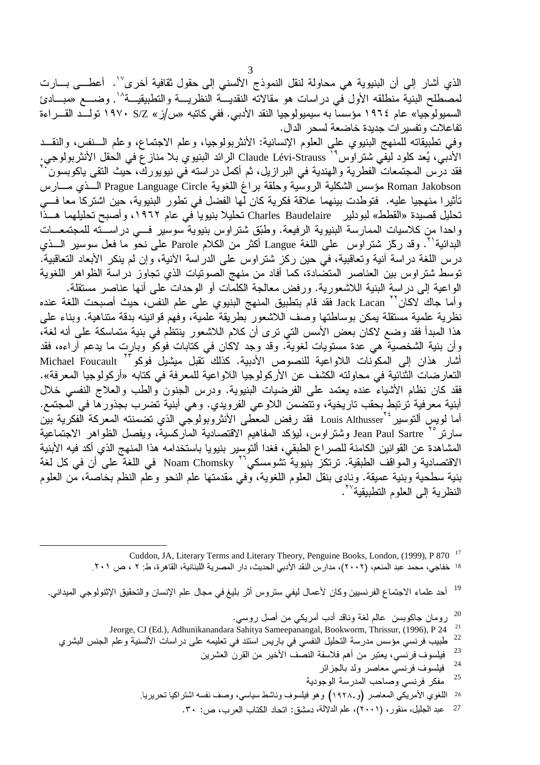الذي أشار إلى أن البنيوية هي محاولة لنقل النموذج الألسني إلى حقول ثقافية أخرى[17]. أعطى بارت لمصطلح البنية منطلقه الأول في دراسات هو مقالاته النقدية النظرية والتطبيقية[18]. وضع «مبادئ السميولوجيا» عام ١٩٦٤ مؤسساً به سيميولوجيا النقد الأدبي. ففي كاتبه «س/ز» S/Z ١٩٧٠ تولد القراءة تفاعلات وتفسيرات جديدة خاضعة لسحر الدال.

وفي تطبيقاته للمنهج البنيوي على العلوم الإنسانية: الأنثربولوجيا، وعلم الاجتماع، وعلم النفس، والنقد الأدبي، يُعد كلود ليفي شتراوس[19] Claude Lévi-Strauss الرائد البنيوي بلا منازع في الحقل الأنثربولوجي. فقد درس المجتمعات الفطرية والهندية في البرازيل، ثم أكمل دراسته في نيويورك، حيث التقى ياكوبسون[20] Roman Jakobson مؤسس الشكلية الروسية وحلقة براغ اللغوية Prague Language Circle الذي مارس تأثيرا منهجيا عليه. فتوطدت بينهما علاقة فكرية كان لها الفضل في تطور البنيوية، حين اشتركا معا في تحليل قصيدة «القطط» لبودلير Charles Baudelaire تحليلا بنيويا في عام ١٩٦٢، وأصبح تحليلهما هذا واحدا من كلاسيات الممارسة البنيوية الرفيعة. وطبّق شتراوس بنيوية سوسير في دراسته للمجتمعات البدائية[21]. وقد ركّز شتراوس على اللغة Langue أكثر من الكلام Parole على نحو ما فعل سوسير الذي درس اللغة دراسة آنية وتعاقبية، في حين ركز شتراوس على الدراسة الآنية، وإن لم ينكر الأبعاد التعاقبية. توسط شتراوس بين العناصر المتضادة، كما أفاد من منهج الصوتيات الذي تجاوز دراسة الظواهر اللغوية الواعية إلى دراسة البنية اللاشعورية. ورفض معالجة الكلمات أو الوحدات على أنها عناصر مستقلة.

وأما جاك لاكان[22] Jack Lacan فقد قام بتطبيق المنهج البنيوي على علم النفس، حيث أصبحت اللغة عنده نظرية علمية مستقلة يمكن بوساطتها وصف اللاشعور بطريقة علمية، وفهم قوانينه بدقة متناهية. وبناء على هذا المبدأ فقد وضع لاكان بعض الأسس التي ترى أن كلام اللاشعور ينتظم في بنية متماسكة على أنه لغة، وأن بنية الشخصية هي عدة مستويات لغوية. وقد وجد لاكان في كتابات فوكو وبارت ما يدعم آراءه، فقد أشار هذان إلى المكونات اللاواعية للنصوص الأدبية. كذلك تقبل ميشيل فوكو[23] Michael Foucault التعارضات الثنائية في محاولته الكشف عن الأركولوجيا اللاواعية للمعرفة في كتابه «أركولوجيا المعرفة». فقد كان نظام الأشياء عنده يعتمد على الفرضيات البنيوية. ودرس الجنون والطب والعلاج النفسي خلال أبنية معرفية ترتبط بحقب تاريخية، وتتضمن اللاوعي الفرويدي. وهي أبنية تضرب بجذورها في المجتمع. أما لويس ألتوسير[24] Louis Althusser فقد رفض المعطى الأنثروبولوجي الذي تضمنته المعركة الفكرية بين سارتر[25] Jean Paul Sartre وشتراوس، ليؤكد المفاهيم الاقتصادية الماركسية، ويفصل الظواهر الاجتماعية المشاهدة عن القوانين الكامنة للصراع الطبقي، فغدا ألتوسير بنيويا باستخدامه هذا المنهج الذي أكد فيه الأبنية الاقتصادية والمواقف الطبقية. ترتكز بنيوية تشومسكي[26] Noam Chomsky في اللغة على أن في كل لغة بنية سطحية وبنية عميقة. ونادى بنقل العلوم اللغوية، وفي مقدمتها علم النحو وعلم النظم بخاصة، من العلوم النظرية إلى العلوم التطبيقية[27].

---

[17] Cuddon, JA, Literary Terms and Literary Theory, Penguine Books, London, (1999), P 870

[18] خفاجي، محمد عبد المنعم، (٢٠٠٢)، مدارس النقد الأدبي الحديث، دار المصرية اللبنانية، القاهرة، ط: ٢ ، ص ٢٠١.

[19] أحد علماء الاجتماع الفرنسيين وكان لأعمال ليفي ستروس أثر بليغ في مجال علم الإنسان والتحقيق الإثنولوجي الميداني.

[20] رومان جاكوبسن عالم لغة وناقد أدب أمريكي من أصل روسي.

[21] Jeorge, CJ (Ed.), Adhunikanandara Sahitya Sameepanangal, Bookworm, Thrissur, (1996), P 24

[22] طبيب فرنسي مؤسس مدرسة التحليل النفسي في باريس استند في تعليمه على دراسات الألسنية وعلم الجنس البشري

[23] فيلسوف فرنسي، يعتبر من أهم فلاسفة النصف الأخير من القرن العشرين

[24] فيلسوف فرنسي معاصر ولد بالجزائر

[25] مفكر فرنسي وصاحب المدرسة الوجودية

[26] اللغوي الأمريكي المعاصر (و.١٩٢٨) وهو فيلسوف وناشط سياسي، وصف نفسه اشتراكيا تحريريا.

[27] عبد الجليل، منقور، (٢٠٠١)، علم الدلالة، دمشق: اتحاد الكتاب العرب، ص: ٣٠.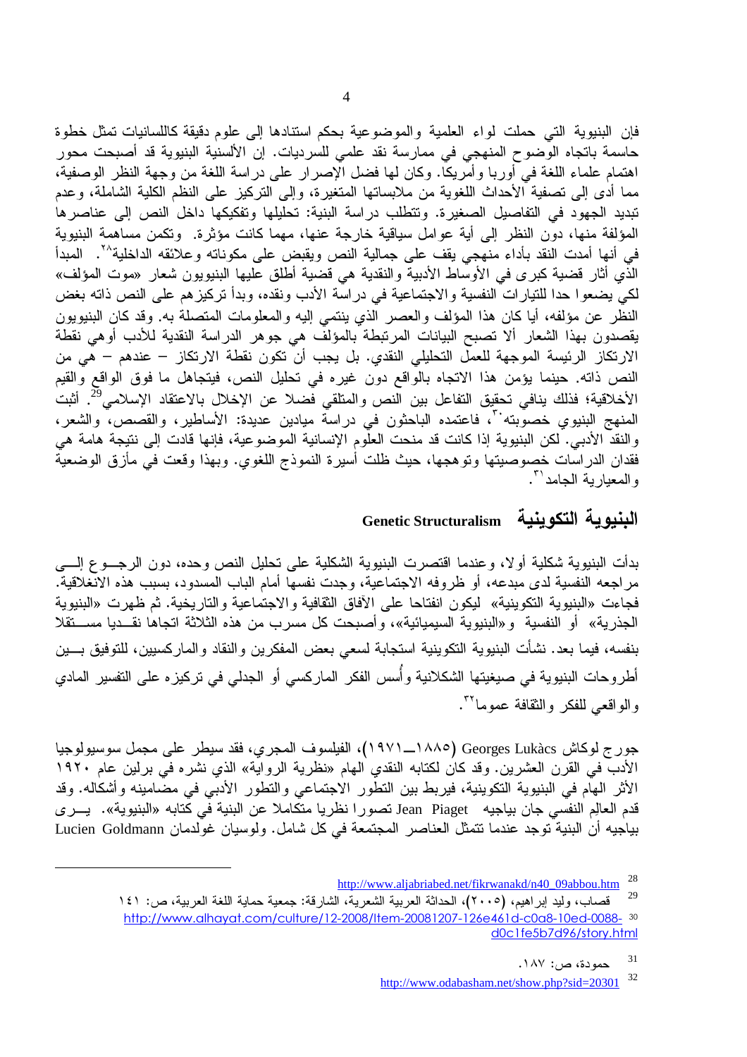فإن البنيوية التي حملت لواء العلمية والموضوعية بحكم استنادها إلى علوم دقيقة كاللسانيات تمثل خطوة حاسمة باتجاه الوضوح المنهجي في ممارسة نقد علمي للسرديات. إن الألسنية البنيوية قد أصبحت محور اهتمام علماء اللغة في أوربا وأمريكا. وكان لها فضل الإصرار على دراسة اللغة من وجهة النظر الوصفية، مما أدى إلى تصفية الأحداث اللغوية من ملابساتها المتغيرة، وإلى التركيز على النظم الكلية الشاملة، وعدم تبديد الجهود في التفاصيل الصغيرة. وتتطلب دراسة البنية: تحليلها وتفكيكها داخل النص إلى عناصرها المؤلفة منها، دون النظر إلى أية عوامل سياقية خارجة عنها، مهما كانت مؤثرة. وتكمن مساهمة البنيوية في أنها أمدت النقد بأداء منهجي يقف على جمالية النص ويقبض على مكوناته وعلائقه الداخلية[٢٨]. المبدأ الذي أثار قضية كبرى في الأوساط الأدبية والنقدية هي قضية أطلق عليها البنيويون شعار «موت المؤلف» لكي يضعوا حدا للتيارات النفسية والاجتماعية في دراسة الأدب ونقده، وبدأ تركيزهم على النص ذاته بغض النظر عن مؤلفه، أيا كان هذا المؤلف والعصر الذي ينتمي إليه والمعلومات المتصلة به. وقد كان البنيويون يقصدون بهذا الشعار ألا تصبح البيانات المرتبطة بالمؤلف هي جوهر الدراسة النقدية للأدب أو هي نقطة الارتكاز الرئيسة الموجهة للعمل التحليلي النقدي. بل يجب أن تكون نقطة الارتكاز – عندهم – هي من النص ذاته. حينما يؤمن هذا الاتجاه بالواقع دون غيره في تحليل النص، فيتجاهل ما فوق الواقع والقيم الأخلاقية؛ فذلك ينافي تحقيق التفاعل بين النص والمتلقي فضلا عن الإخلال بالاعتقاد الإسلامي[29]. أثبت المنهج البنيوي خصوبته[٣٠]، فاعتمده الباحثون في دراسة ميادين عديدة: الأساطير، والقصص، والشعر، والنقد الأدبي. لكن البنيوية إذا كانت قد منحت العلوم الإنسانية الموضوعية، فإنها قادت إلى نتيجة هامة هي فقدان الدراسات خصوصيتها وتوهجها، حيث ظلت أسيرة النموذج اللغوي. وبهذا وقعت في مأزق الوضعية والمعيارية الجامد[٣١].

## البنيوية التكوينية Genetic Structuralism

بدأت البنيوية شكلية أولا، وعندما اقتصرت البنيوية الشكلية على تحليل النص وحده، دون الرجوع إلى مراجعه النفسية لدى مبدعه، أو ظروفه الاجتماعية، وجدت نفسها أمام الباب المسدود، بسبب هذه الانغلاقية. فجاءت «البنيوية التكوينية» ليكون انفتاحا على الآفاق الثقافية والاجتماعية والتاريخية. ثم ظهرت «البنيوية الجذرية» أو النفسية و«البنيوية السيميائية»، وأصبحت كل مسرب من هذه الثلاثة اتجاها نقديا مستقلا بنفسه، فيما بعد. نشأت البنيوية التكوينية استجابة لسعي بعض المفكرين والنقاد والماركسيين، للتوفيق بين أطروحات البنيوية في صيغتها الشكلانية وأُسس الفكر الماركسي أو الجدلي في تركيزه على التفسير المادي والواقعي للفكر والثقافة عموما[٣٢].

جورج لوكاش Georges Lukàcs (١٨٨٥ــ١٩٧١)، الفيلسوف المجري، فقد سيطر على مجمل سوسيولوجيا الأدب في القرن العشرين. وقد كان لكتابه النقدي الهام «نظرية الرواية» الذي نشره في برلين عام ١٩٢٠ الأثر الهام في البنيوية التكوينية، فيربط بين التطور الاجتماعي والتطور الأدبي في مضامينه وأشكاله. وقد قدم العالِم النفسي جان بياجيه Jean Piaget تصورا نظريا متكاملا عن البنية في كتابه «البنيوية». يرى بياجيه أن البنية توجد عندما تتمثل العناصر المجتمعة في كل شامل. ولوسيان غولدمان Lucien Goldmann

---

[28] http://www.aljabriabed.net/fikrwanakd/n40_09abbou.htm

[29] قصاب، وليد إبراهيم، (٢٠٠٥)، الحداثة العربية الشعرية، الشارقة: جمعية حماية اللغة العربية، ص: ١٤١

[30] http://www.alhayat.com/culture/12-2008/Item-20081207-126e461d-c0a8-10ed-0088-d0c1fe5b7d96/story.html

[31] حمودة، ص: ١٨٧.

[32] http://www.odabasham.net/show.php?sid=20301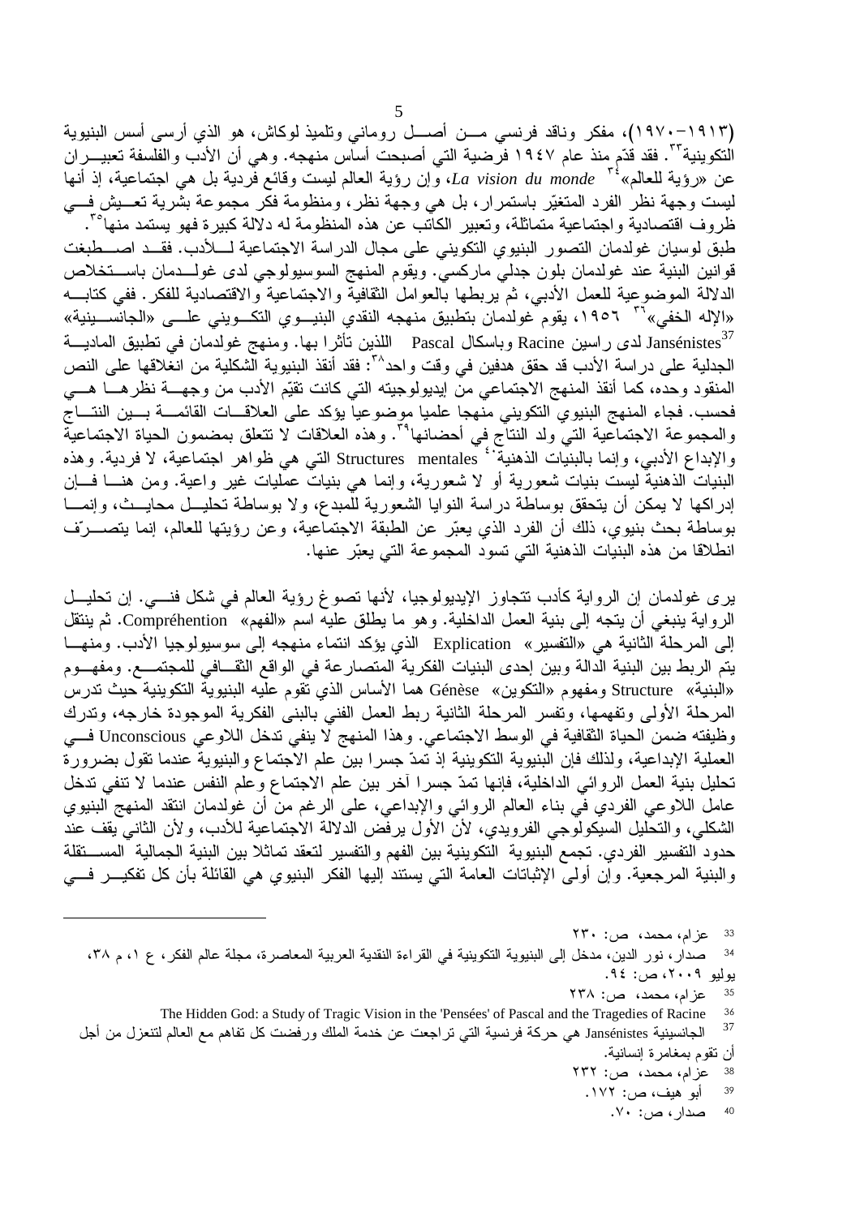(١٩١٣-١٩٧٠)، مفكر وناقد فرنسي من أصل روماني وتلميذ لوكاش، هو الذي أرسى أسس البنيوية التكوينية[33]. فقد قدّم منذ عام ١٩٤٧ فرضية التي أصبحت أساس منهجه. وهي أن الأدب والفلسفة تعبيران عن «رؤية للعالم»[34] *La vision du monde*، وإن رؤية العالم ليست وقائع فردية بل هي اجتماعية، إذ أنها ليست وجهة نظر الفرد المتغيّر باستمرار، بل هي وجهة نظر، ومنظومة فكر مجموعة بشرية تعيش في ظروف اقتصادية واجتماعية متماثلة، وتعبير الكاتب عن هذه المنظومة له دلالة كبيرة فهو يستمد منها[35].

طبق لوسيان غولدمان التصور البنيوي التكويني على مجال الدراسة الاجتماعية للأدب. فقد اصطبغت قوانين البنية عند غولدمان بلون جدلي ماركسي. ويقوم المنهج السوسيولوجي لدى غولدمان باستخلاص الدلالة الموضوعية للعمل الأدبي، ثم يربطها بالعوامل الثقافية والاجتماعية والاقتصادية للفكر. ففي كتابه «الإله الخفي»[36] ١٩٥٦، يقوم غولدمان بتطبيق منهجه النقدي البنيوي التكويني على «الجانسينية» Jansénistes[37] لدى راسين Racine وباسكال Pascal اللذين تأثرا بها. ومنهج غولدمان في تطبيق المادية الجدلية على دراسة الأدب قد حقق هدفين في وقت واحد[38]: فقد أنقذ البنيوية الشكلية من انغلاقها على النص المنقود وحده، كما أنقذ المنهج الاجتماعي من إيديولوجيته التي كانت تقيّم الأدب من وجهة نظرها هي فحسب. فجاء المنهج البنيوي التكويني منهجا علميا موضوعيا يؤكد على العلاقات القائمة بين النتاج والمجموعة الاجتماعية التي ولد النتاج في أحضانها[39]. وهذه العلاقات لا تتعلق بمضمون الحياة الاجتماعية والإبداع الأدبي، وإنما بالبنيات الذهنية[40] Structures mentales التي هي ظواهر اجتماعية، لا فردية. وهذه البنيات الذهنية ليست بنيات شعورية أو لا شعورية، وإنما هي بنيات عمليات غير واعية. ومن هنا فإن إدراكها لا يمكن أن يتحقق بوساطة دراسة النوايا الشعورية للمبدع، ولا بوساطة تحليل محايث، وإنما بوساطة بحث بنيوي، ذلك أن الفرد الذي يعبّر عن الطبقة الاجتماعية، وعن رؤيتها للعالم، إنما يتصرّف انطلاقا من هذه البنيات الذهنية التي تسود المجموعة التي يعبّر عنها.

يرى غولدمان إن الرواية كأدب تتجاوز الإيديولوجيا، لأنها تصوغ رؤية العالم في شكل فني. إن تحليل الرواية ينبغي أن يتجه إلى بنية العمل الداخلية. وهو ما يطلق عليه اسم «الفهم» Compréhention. ثم ينتقل إلى المرحلة الثانية هي «التفسير» Explication الذي يؤكد انتماء منهجه إلى سوسيولوجيا الأدب. ومنها يتم الربط بين البنية الدالة وبين إحدى البنيات الفكرية المتصارعة في الواقع الثقافي للمجتمع. ومفهوم «البنية» Structure ومفهوم «التكوين» Génèse هما الأساس الذي تقوم عليه البنيوية التكوينية حيث تدرس المرحلة الأولى وتفهمها، وتفسر المرحلة الثانية ربط العمل الفني بالبنى الفكرية الموجودة خارجه، وتدرك وظيفته ضمن الحياة الثقافية في الوسط الاجتماعي. وهذا المنهج لا ينفي تدخل اللاوعي Unconscious في العملية الإبداعية، ولذلك فإن البنيوية التكوينية إذ تمدّ جسرا بين علم الاجتماع والبنيوية عندما تقول بضرورة تحليل بنية العمل الروائي الداخلية، فإنها تمدّ جسرا آخر بين علم الاجتماع وعلم النفس عندما لا تنفي تدخل عامل اللاوعي الفردي في بناء العالم الروائي والإبداعي، على الرغم من أن غولدمان انتقد المنهج البنيوي الشكلي، والتحليل السيكولوجي الفرويدي، لأن الأول يرفض الدلالة الاجتماعية للأدب، ولأن الثاني يقف عند حدود التفسير الفردي. تجمع البنيوية التكوينية بين الفهم والتفسير لتعقد تماثلا بين البنية الجمالية المستقلة والبنية المرجعية. وإن أولى الإثباتات العامة التي يستند إليها الفكر البنيوي هي القائلة بأن كل تفكير في

---

[33] عزام، محمد، ص: ٢٣٠

[34] صدار، نور الدين، مدخل إلى البنيوية التكوينية في القراءة النقدية العربية المعاصرة، مجلة عالم الفكر، ع ١، م ٣٨، يوليو ٢٠٠٩، ص: ٩٤.

[35] عزام، محمد، ص: ٢٣٨

[36] The Hidden God: a Study of Tragic Vision in the 'Pensées' of Pascal and the Tragedies of Racine

[37] الجانسينية Jansénistes هي حركة فرنسية التي تراجعت عن خدمة الملك ورفضت كل تفاهم مع العالم لتنعزل من أجل أن تقوم بمغامرة إنسانية.

[38] عزام، محمد، ص: ٢٣٢

[39] أبو هيف، ص: ١٧٢.

[40] صدار، ص: ٧٠.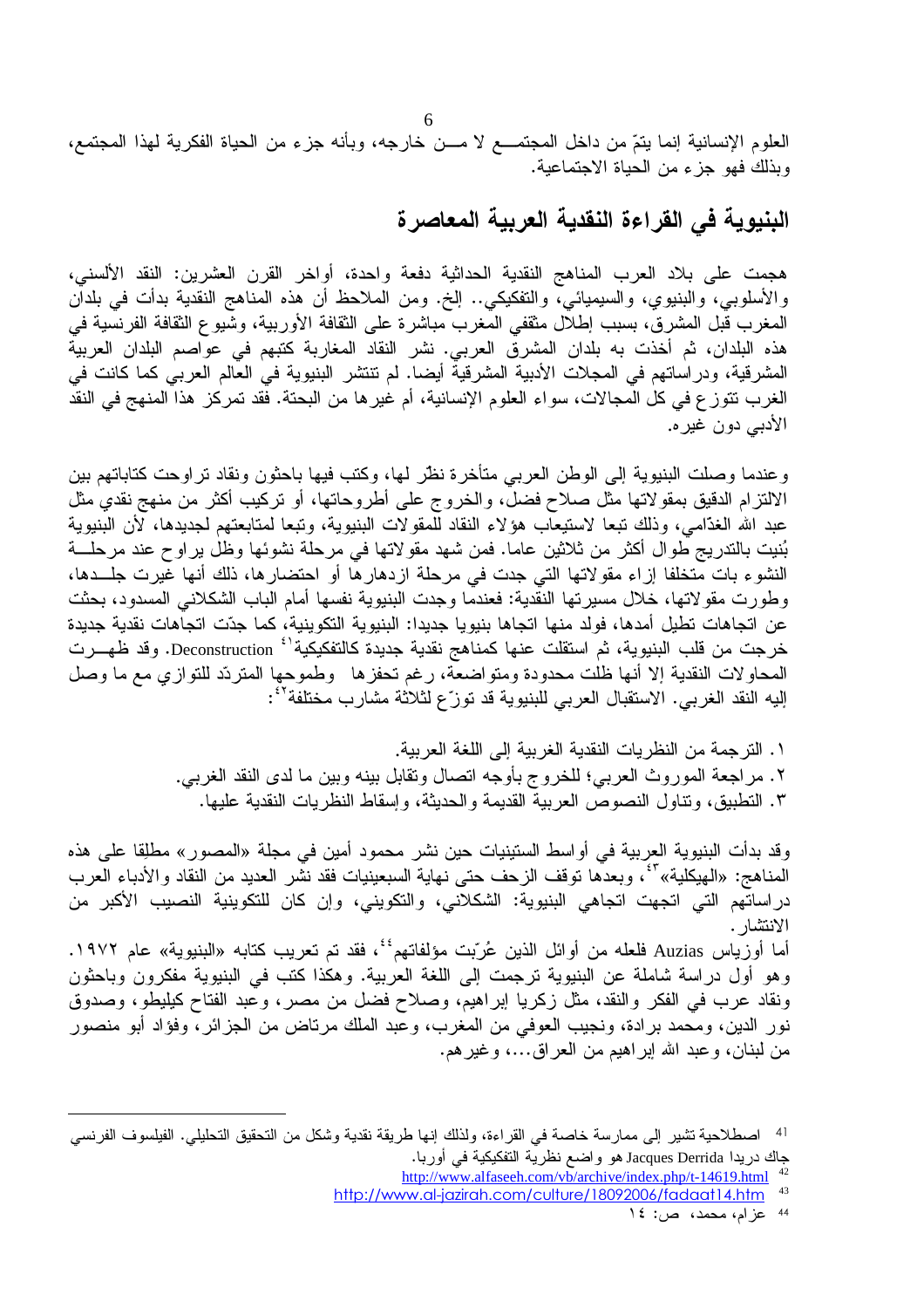العلوم الإنسانية إنما يتمّ من داخل المجتمع لا من خارجه، وبأنه جزء من الحياة الفكرية لهذا المجتمع، وبذلك فهو جزء من الحياة الاجتماعية.

## البنيوية في القراءة النقدية العربية المعاصرة

هجمت على بلاد العرب المناهج النقدية الحداثية دفعة واحدة، أواخر القرن العشرين: النقد الألسني، والأسلوبي، والبنيوي، والسيميائي، والتفكيكي.. إلخ. ومن الملاحظ أن هذه المناهج النقدية بدأت في بلدان المغرب قبل المشرق، بسبب إطلال مثقفي المغرب مباشرة على الثقافة الأوربية، وشيوع الثقافة الفرنسية في هذه البلدان، ثم أخذت به بلدان المشرق العربي. نشر النقاد المغاربة كتبهم في عواصم البلدان العربية المشرقية، ودراساتهم في المجلات الأدبية المشرقية أيضا. لم تنتشر البنيوية في العالم العربي كما كانت في الغرب تتوزع في كل المجالات، سواء العلوم الإنسانية، أم غيرها من البحتة. فقد تمركز هذا المنهج في النقد الأدبي دون غيره.

وعندما وصلت البنيوية إلى الوطن العربي متأخرة نظّر لها، وكتب فيها باحثون ونقاد تراوحت كتاباتهم بين الالتزام الدقيق بمقولاتها مثل صلاح فضل، والخروج على أطروحاتها، أو تركيب أكثر من منهج نقدي مثل عبد الله الغذّامي، وذلك تبعا لاستيعاب هؤلاء النقاد للمقولات البنيوية، وتبعا لمتابعتهم لجديدها، لأن البنيوية بُنيت بالتدريج طوال أكثر من ثلاثين عاما. فمن شهد مقولاتها في مرحلة نشوئها ظل يراوح عند مرحلة النشوء بات متخلفا إزاء مقولاتها التي جدت في مرحلة ازدهارها أو احتضارها، ذلك أنها غيرت جلدها، وطورت مقولاتها، خلال مسيرتها النقدية: فعندما وجدت البنيوية نفسها أمام الباب الشكلاني المسدود، بحثت عن اتجاهات تطيل أمدها، فولد منها اتجاها بنيويا جديدا: البنيوية التكوينية، كما جدّت اتجاهات نقدية جديدة خرجت من قلب البنيوية، ثم استقلت عنها كمناهج نقدية جديدة كالتفكيكية[41] Deconstruction. وقد ظهرت المحاولات النقدية إلا أنها ظلت محدودة ومتواضعة، رغم تحفزها وطموحها المتردّد للتوازي مع ما وصل إليه النقد الغربي. الاستقبال العربي للبنيوية قد توزّع لثلاثة مشارب مختلفة[42]:

١. الترجمة من النظريات النقدية الغربية إلى اللغة العربية.
٢. مراجعة الموروث العربي؛ للخروج بأوجه اتصال وتقابل بينه وبين ما لدى النقد الغربي.
٣. التطبيق، وتناول النصوص العربية القديمة والحديثة، وإسقاط النظريات النقدية عليها.

وقد بدأت البنيوية العربية في أواسط الستينيات حين نشر محمود أمين في مجلة «المصور» مطلقا على هذه المناهج: «الهيكلية»[43]، وبعدها توقف الزحف حتى نهاية السبعينيات فقد نشر العديد من النقاد والأدباء العرب دراساتهم التي اتجهت اتجاهي البنيوية: الشكلاني، والتكويني، وإن كان للتكوينية النصيب الأكبر من الانتشار.

أما أوزياس Auzias فلعله من أوائل الذين عُرّبت مؤلفاتهم[44]، فقد تم تعريب كتابه «البنيوية» عام ١٩٧٢. وهو أول دراسة شاملة عن البنيوية ترجمت إلى اللغة العربية. وهكذا كتب في البنيوية مفكرون وباحثون ونقاد عرب في الفكر والنقد، مثل زكريا إبراهيم، وصلاح فضل من مصر، وعبد الفتاح كيليطو، وصدوق نور الدين، ومحمد برادة، ونجيب العوفي من المغرب، وعبد الملك مرتاض من الجزائر، وفؤاد أبو منصور من لبنان، وعبد الله إبراهيم من العراق...، وغيرهم.

---

[41] اصطلاحية تشير إلى ممارسة خاصة في القراءة، ولذلك إنها طريقة نقدية وشكل من التحقيق التحليلي. الفيلسوف الفرنسي جاك دريدا Jacques Derrida هو واضع نظرية التفكيكية في أوربا.

[42] http://www.alfaseeh.com/vb/archive/index.php/t-14619.html

[43] http://www.al-jazirah.com/culture/18092006/fadaat14.htm

[44] عزام، محمد، ص: ١٤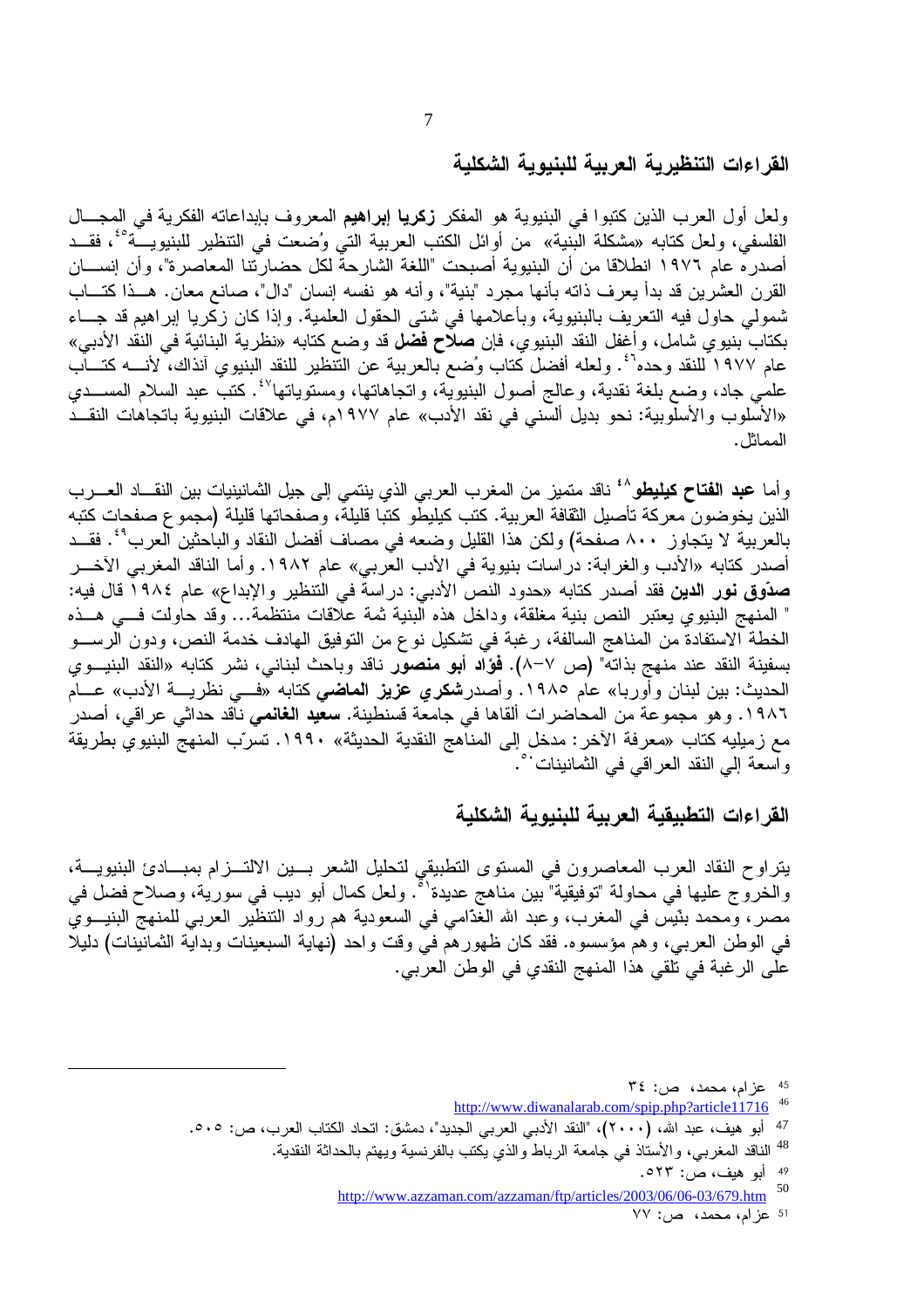## القراءات التنظيرية العربية للبنيوية الشكلية

ولعل أول العرب الذين كتبوا في البنيوية هو المفكر **زكريا إبراهيم** المعروف بإبداعاته الفكرية في المجال الفلسفي، ولعل كتابه «مشكلة البنية» من أوائل الكتب العربية التي وُضعت في التنظير للبنيوية[45]، فقد أصدره عام ١٩٧٦ انطلاقا من أن البنيوية أصبحت "اللغة الشارحة لكل حضارتنا المعاصرة"، وأن إنسان القرن العشرين قد بدأ يعرف ذاته بأنها مجرد "بنية"، وأنه هو نفسه إنسان "دال"، صانع معان. هذا كتاب شمولي حاول فيه التعريف بالبنيوية، وبأعلامها في شتى الحقول العلمية. وإذا كان زكريا إبراهيم قد جاء بكتاب بنيوي شامل، وأغفل النقد البنيوي، فإن **صلاح فضل** قد وضع كتابه «نظرية البنائية في النقد الأدبي» عام ١٩٧٧ للنقد وحده[46]. ولعله أفضل كتاب وُضع بالعربية عن التنظير للنقد البنيوي آنذاك، لأنه كتاب علمي جاد، وضع بلغة نقدية، وعالج أصول البنيوية، واتجاهاتها، ومستوياتها[47]. كتب عبد السلام المسدي «الأسلوب والأسلوبية: نحو بديل ألسني في نقد الأدب» عام ١٩٧٧م، في علاقات البنيوية باتجاهات النقد المماثل.

وأما **عبد الفتاح كيليطو**[48] ناقد متميز من المغرب العربي الذي ينتمي إلى جيل الثمانينيات بين النقاد العرب الذين يخوضون معركة تأصيل الثقافة العربية. كتب كيليطو كتبا قليلة، وصفحاتها قليلة (مجموع صفحات كتبه بالعربية لا يتجاوز ٨٠٠ صفحة) ولكن هذا القليل وضعه في مصاف أفضل النقاد والباحثين العرب[49]. فقد أصدر كتابه «الأدب والغرابة: دراسات بنيوية في الأدب العربي» عام ١٩٨٢. وأما الناقد المغربي الآخر **صدّوق نور الدين** فقد أصدر كتابه «حدود النص الأدبي: دراسة في التنظير والإبداع» عام ١٩٨٤ قال فيه: " المنهج البنيوي يعتبر النص بنية مغلقة، وداخل هذه البنية ثمة علاقات منتظمة... وقد حاولت في هذه الخطة الاستفادة من المناهج السالفة، رغبة في تشكيل نوع من التوفيق الهادف خدمة النص، ودون الرسو بسفينة النقد عند منهج بذاته" (ص ٧-٨). **فؤاد أبو منصور** ناقد وباحث لبناني، نشر كتابه «النقد البنيوي الحديث: بين لبنان وأوربا» عام ١٩٨٥. وأصدر**شكري عزيز الماضي** كتابه «في نظرية الأدب» عام ١٩٨٦. وهو مجموعة من المحاضرات ألقاها في جامعة قسنطينة. **سعيد الغانمي** ناقد حداثي عراقي، أصدر مع زميليه كتاب «معرفة الآخر: مدخل إلى المناهج النقدية الحديثة» ١٩٩٠. تسرّب المنهج البنيوي بطريقة واسعة إلى النقد العراقي في الثمانينات[50].

## القراءات التطبيقية العربية للبنيوية الشكلية

يتراوح النقاد العرب المعاصرون في المستوى التطبيقي لتحليل الشعر بين الالتزام بمبادئ البنيوية، والخروج عليها في محاولة "توفيقية" بين مناهج عديدة[51]. ولعل كمال أبو ديب في سورية، وصلاح فضل في مصر، ومحمد بنّيس في المغرب، وعبد الله الغذّامي في السعودية هم رواد التنظير العربي للمنهج البنيوي في الوطن العربي، وهم مؤسسوه. فقد كان ظهورهم في وقت واحد (نهاية السبعينات وبداية الثمانينات) دليلا على الرغبة في تلقي هذا المنهج النقدي في الوطن العربي.

---

[45] عزام، محمد، ص: ٣٤

[46] http://www.diwanalarab.com/spip.php?article11716

[47] أبو هيف، عبد الله، (٢٠٠٠)، "النقد الأدبي العربي الجديد"، دمشق: اتحاد الكتاب العرب، ص: ٥٠٥.

[48] الناقد المغربي، والأستاذ في جامعة الرباط والذي يكتب بالفرنسية ويهتم بالحداثة النقدية.

[49] أبو هيف، ص: ٥٢٣.

[50] http://www.azzaman.com/azzaman/ftp/articles/2003/06/06-03/679.htm

[51] عزام، محمد، ص: ٧٧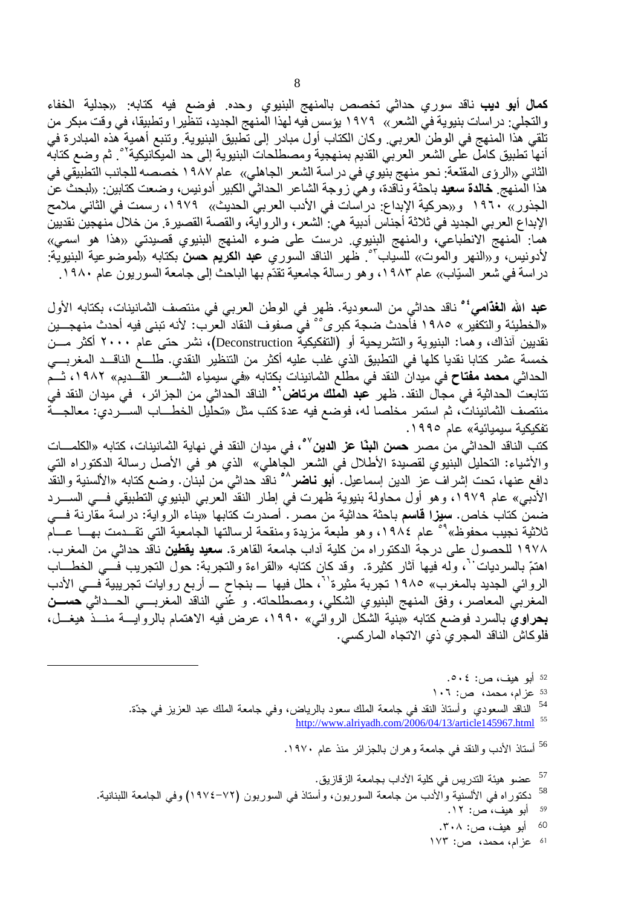**كمال أبو ديب** ناقد سوري حداثي تخصص بالمنهج البنيوي وحده. فوضع فيه كتابه: «جدلية الخفاء والتجلي: دراسات بنيوية في الشعر» ١٩٧٩ يؤسس فيه لهذا المنهج الجديد، تنظيرا وتطبيقا، في وقت مبكر من تلقي هذا المنهج في الوطن العربي. وكان الكتاب أول مبادر إلى تطبيق البنيوية. وتنبع أهمية هذه المبادرة في أنها تطبيق كامل على الشعر العربي القديم بمنهجية ومصطلحات البنيوية إلى حد الميكانيكية[52]. ثم وضع كتابه الثاني «الرؤى المقنّعة: نحو منهج بنيوي في دراسة الشعر الجاهلي» عام ١٩٨٧ خصصه للجانب التطبيقي في هذا المنهج. **خالدة سعيد** باحثة وناقدة، وهي زوجة الشاعر الحداثي الكبير أدونيس، وضعت كتابين: «لبحث عن الجذور» ١٩٦٠ و«حركية الإبداع: دراسات في الأدب العربي الحديث» ١٩٧٩، رسمت في الثاني ملامح الإبداع العربي الجديد في ثلاثة أجناس أدبية هي: الشعر، والرواية، والقصة القصيرة. من خلال منهجين نقديين هما: المنهج الانطباعي، والمنهج البنيوي. درست على ضوء المنهج البنيوي قصيدتي «هذا هو اسمي» لأدونيس، و«النهر والموت» للسياب[53]. ظهر الناقد السوري **عبد الكريم حسن** بكتابه «لموضوعية البنيوية: دراسة في شعر السيّاب» عام ١٩٨٣، وهو رسالة جامعية تقدّم بها الباحث إلى جامعة السوربون عام ١٩٨٠.

**عبد الله الغذّامي**[54] ناقد حداثي من السعودية. ظهر في الوطن العربي في منتصف الثمانينات، بكتابه الأول «الخطيئة والتكفير» ١٩٨٥ فأحدث ضجة كبرى[55] في صفوف النقاد العرب: لأنه تبنى فيه أحدث منهجين نقديين آنذاك، وهما: البنيوية والتشريحية أو (التفكيكية Deconstruction)، نشر حتى عام ٢٠٠٠ أكثر من خمسة عشر كتابا نقديا كلها في التطبيق الذي غلب عليه أكثر من التنظير النقدي. طلع الناقد المغربي الحداثي **محمد مفتاح** في ميدان النقد في مطلع الثمانينات بكتابه «في سيمياء الشعر القديم» ١٩٨٢، ثم تتابعت الحداثية في مجال النقد. ظهر **عبد الملك مرتاض**[56] الناقد الحداثي من الجزائر، في ميدان النقد في منتصف الثمانينات، ثم استمر مخلصا له، فوضع فيه عدة كتب مثل «تحليل الخطاب السردي: معالجة تفكيكية سيميائية» عام ١٩٩٥.

كتب الناقد الحداثي من مصر **حسن البنّا عز الدين**[57]، في ميدان النقد في نهاية الثمانينات، كتابه «الكلمات والأشياء: التحليل البنيوي لقصيدة الأطلال في الشعر الجاهلي» الذي هو في الأصل رسالة الدكتوراه التي دافع عنها، تحت إشراف عز الدين إسماعيل. **أبو ناضر**[58] ناقد حداثي من لبنان. وضع كتابه «الألسنية والنقد الأدبي» عام ١٩٧٩، وهو أول محاولة بنيوية ظهرت في إطار النقد العربي البنيوي التطبيقي في السرد ضمن كتاب خاص. **سيزا قاسم** باحثة حداثية من مصر. أصدرت كتابها «بناء الرواية: دراسة مقارنة في ثلاثية نجيب محفوظ»[59] عام ١٩٨٤، وهو طبعة مزيدة ومنقحة لرسالتها الجامعية التي تقدمت بها عام ١٩٧٨ للحصول على درجة الدكتوراه من كلية آداب جامعة القاهرة. **سعيد يقطين** ناقد حداثي من المغرب. اهتمّ بالسرديات[60]، وله فيها آثار كثيرة. وقد كان كتابه «القراءة والتجربة: حول التجريب في الخطاب الروائي الجديد بالمغرب» ١٩٨٥ تجربة مثيرة[61]، حلل فيها ــ بنجاح ــ أربع روايات تجريبية في الأدب المغربي المعاصر، وفق المنهج البنيوي الشكلي، ومصطلحاته. و عُني الناقد المغربي الحداثي **حسن بحراوي** بالسرد فوضع كتابه «بنية الشكل الروائي» ١٩٩٠، عرض فيه الاهتمام بالرواية منذ هيغل، فلوكاش الناقد المجري ذي الاتجاه الماركسي.

---

[52] أبو هيف، ص: ٥٠٤.

[53] عزام، محمد، ص: ١٠٦

[54] الناقد السعودي وأستاذ النقد في جامعة الملك سعود بالرياض، وفي جامعة الملك عبد العزيز في جدّة.

[55] http://www.alriyadh.com/2006/04/13/article145967.html

[56] أستاذ الأدب والنقد في جامعة وهران بالجزائر منذ عام ١٩٧٠.

[57] عضو هيئة التدريس في كلية الآداب بجامعة الزقازيق.

[58] دكتوراه في الألسنية والأدب من جامعة السوربون، وأستاذ في السوربون (٧٢-١٩٧٤) وفي الجامعة اللبنانية.

[59] أبو هيف، ص: ١٢.

[60] أبو هيف، ص: ٣٠٨.

[61] عزام، محمد، ص: ١٧٣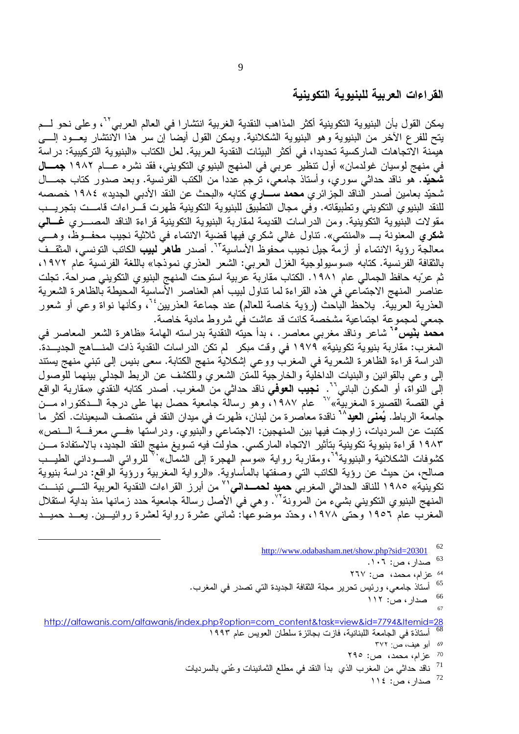## القراءات العربية للبنيوية التكوينية

يمكن القول بأن البنيوية التكوينية أكثر المذاهب النقدية الغربية انتشارا في العالم العربي[62]، وعلى نحو لم يتح للفرع الآخر من البنيوية وهو البنيوية الشكلانية. ويمكن القول أيضا إن سر هذا الانتشار يعود إلى هيمنة الاتجاهات الماركسية تحديدا، في أكثر البيئات النقدية العربية. لعل الكتاب «البنيوية التركيبية: دراسة في منهج لوسيان غولدمان» أول تنظير عربي في المنهج البنيوي التكويني، فقد نشره عام ١٩٨٢ **جمال شحيّد**. هو ناقد حداثي سوري، وأستاذ جامعي، ترجم عددا من الكتب الفرنسية. وبعد صدور كتاب جمال شحيّد بعامين أصدر الناقد الجزائري **محمد ساري** كتابه «البحث عن النقد الأدبي الجديد» ١٩٨٤ خصصه للنقد البنيوي التكويني وتطبيقاته. وفي مجال التطبيق للبنيوية التكوينية ظهرت قراءات قامت بتجريب مقولات البنيوية التكوينية. ومن الدراسات القديمة لمقاربة البنيوية التكوينية قراءة الناقد المصري **غالي شكري** المعنونة بـ «المنتمي». تناول غالي شكري فيها قضية الانتماء في ثلاثية نجيب محفوظ، وهي معالجة رؤية الانتماء أو أزمة جيل نجيب محفوظ الأساسية[63]. أصدر **طاهر لبيب** الكاتب التونسي، المثقف بالثقافة الفرنسية. كتابه «سوسيولوجية الغزل العربي: الشعر العذري نموذجا» باللغة الفرنسية عام ١٩٧٢، ثم عرّبه حافظ الجمالي عام ١٩٨١. الكتاب مقاربة عربية استوحت المنهج البنيوي التكويني صراحة. تجلت عناصر المنهج الاجتماعي في هذه القراءة لما تناول لبيب أهم العناصر الأساسية المحيطة بالظاهرة الشعرية العذرية العربية. يلاحظ الباحث (رؤية خاصة للعالم) عند جماعة العذريين[64]، وكأنها نواة وعي أو شعور جمعي لمجموعة اجتماعية مشخصة كانت قد عاشت في شروط مادية خاصة.

**محمد بنّيس**[65] شاعر وناقد مغربي معاصر. ، بدأ حيته النقدية بدراسته الهامة «ظاهرة الشعر المعاصر في المغرب: مقاربة بنيوية تكوينية» ١٩٧٩ في وقت مبكر لم تكن الدراسات النقدية ذات المناهج الجديدة. الدراسة قراءة الظاهرة الشعرية في المغرب ووعي إشكالية منهج الكتابة. سعى بنيس إلى تبني منهج يستند إلى وعي بالقوانين والبنيات الداخلية والخارجية للمتن الشعري وللكشف عن الربط الجدلي بينهما للوصول إلى النواة، أو المكون الباني[66]. **نجيب العوفي** ناقد حداثي من المغرب. أصدر كتابه النقدي «مقاربة الواقع في القصة القصيرة المغربية»[67] عام ١٩٨٧، وهو رسالة جامعية حصل بها على درجة الدكتوراه من جامعة الرباط. **يُمنى العيد**[68] ناقدة معاصرة من لبنان، ظهرت في ميدان النقد في منتصف السبعينات. أكثر ما كتبت عن السرديات، زاوجت فيها بين المنهجين: الاجتماعي والبنيوي. ودراستها «في معرفة النص» ١٩٨٣ قراءة بنيوية تكوينية بتأثير الاتجاه الماركسي. حاولت فيه تسويغ منهج النقد الجديد، بالاستفادة من كشوفات الشكلانية والبنيوية[69]، ومقاربة رواية «موسم الهجرة إلى الشمال»[70] للروائي السوداني الطيب صالح، من حيث عن رؤية الكاتب التي وصفتها بالمأساوية. «الرواية المغربية ورؤية الواقع: دراسة بنيوية تكوينية» ١٩٨٥ للناقد الحداثي المغربي **حميد لحمداني**[71] من أبرز القراءات النقدية العربية التي تبنت المنهج البنيوي التكويني بشيء من المرونة[72]. وهي في الأصل رسالة جامعية حدد زمانها منذ بداية استقلال المغرب عام ١٩٥٦ وحتى ١٩٧٨، وحدّد موضوعها: ثماني عشرة رواية لعشرة روائيين. يعد حميد

---

[62] http://www.odabasham.net/show.php?sid=20301

[63] صدار، ص: ١٠٦.

[64] عزام، محمد، ص: ٢٦٧

[65] أستاذ جامعي، ورئيس تحرير مجلة الثقافة الجديدة التي تصدر في المغرب.

[66] صدار، ص: ١١٢

[67] http://alfawanis.com/alfawanis/index.php?option=com_content&task=view&id=7794&Itemid=28

[68] أستاذة في الجامعة اللبنانية، فازت بجائزة سلطان العويس عام ١٩٩٣

[69] أبو هيف، ص: ٣٧٢

[70] عزام، محمد، ص: ٢٩٥

[71] ناقد حداثي من المغرب الذي بدأ النقد في مطلع الثمانينات وعُني بالسرديات

[72] صدار، ص: ١١٤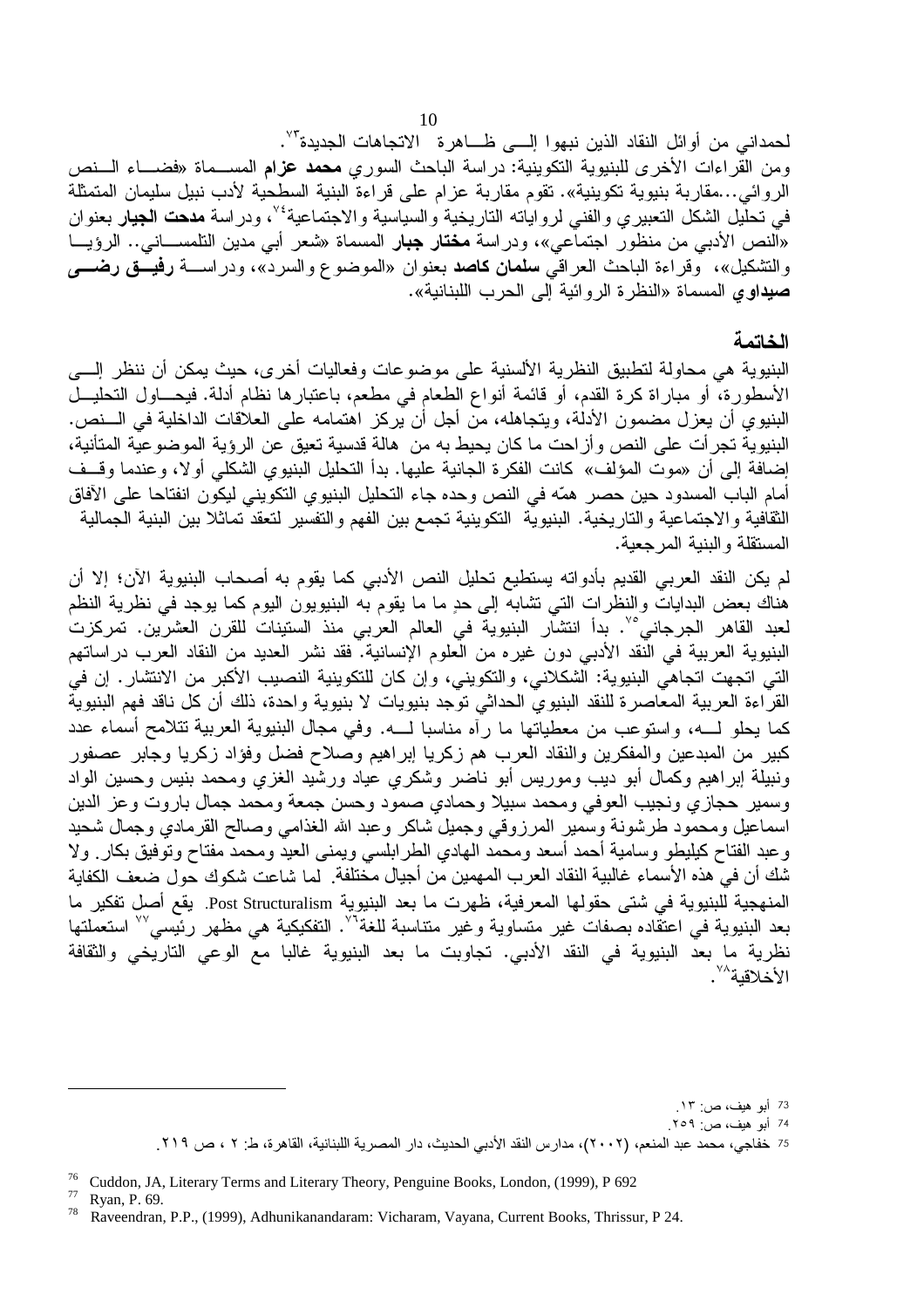لحمداني من أوائل النقاد الذين نبهوا إلى ظاهرة الاتجاهات الجديدة[٧٣].

ومن القراءات الأخرى للبنيوية التكوينية: دراسة الباحث السوري **محمد عزام** المسماة «فضاء النص الروائي...مقاربة بنيوية تكوينية». تقوم مقاربة عزام على قراءة البنية السطحية لأدب نبيل سليمان المتمثلة في تحليل الشكل التعبيري والفني لرواياته التاريخية والسياسية والاجتماعية[٧٤]، ودراسة **مدحت الجيار** بعنوان «النص الأدبي من منظور اجتماعي»، ودراسة **مختار جبار** المسماة «شعر أبي مدين التلمساني.. الرؤيا والتشكيل»، وقراءة الباحث العراقي **سلمان كاصد** بعنوان «الموضوع والسرد»، ودراسة **رفيق رضى صيداوي** المسماة «النظرة الروائية إلى الحرب اللبنانية».

## الخاتمة

البنيوية هي محاولة لتطبيق النظرية الألسنية على موضوعات وفعاليات أخرى، حيث يمكن أن ننظر إلى الأسطورة، أو مباراة كرة القدم، أو قائمة أنواع الطعام في مطعم، باعتبارها نظام أدلة. فيحاول التحليل البنيوي أن يعزل مضمون الأدلة، ويتجاهله، من أجل أن يركز اهتمامه على العلاقات الداخلية في النص. البنيوية تجرأت على النص وأزاحت ما كان يحيط به من هالة قدسية تعيق عن الرؤية الموضوعية المتأنية، إضافة إلى أن «موت المؤلف» كانت الفكرة الجانية عليها. بدأ التحليل البنيوي الشكلي أولا، وعندما وقف أمام الباب المسدود حين حصر همّه في النص وحده جاء التحليل البنيوي التكويني ليكون انفتاحا على الآفاق الثقافية والاجتماعية والتاريخية. البنيوية التكوينية تجمع بين الفهم والتفسير لتعقد تماثلا بين البنية الجمالية المستقلة والبنية المرجعية.

لم يكن النقد العربي القديم بأدواته يستطيع تحليل النص الأدبي كما يقوم به أصحاب البنيوية الآن؛ إلا أن هناك بعض البدايات والنظرات التي تشابه إلى حدٍ ما ما يقوم به البنيويون اليوم كما يوجد في نظرية النظم لعبد القاهر الجرجاني[٧٥]. بدأ انتشار البنيوية في العالم العربي منذ الستينات للقرن العشرين. تمركزت البنيوية العربية في النقد الأدبي دون غيره من العلوم الإنسانية. فقد نشر العديد من النقاد العرب دراساتهم التي اتجهت اتجاهي البنيوية: الشكلاني، والتكويني، وإن كان للتكوينية النصيب الأكبر من الانتشار. إن في القراءة العربية المعاصرة للنقد البنيوي الحداثي توجد بنيويات لا بنيوية واحدة، ذلك أن كل ناقد فهم البنيوية كما يحلو له، واستوعب من معطياتها ما رآه مناسبا له. وفي مجال البنيوية العربية تتلامح أسماء عدد كبير من المبدعين والمفكرين والنقاد العرب هم زكريا إبراهيم وصلاح فضل وفؤاد زكريا وجابر عصفور ونبيلة إبراهيم وكمال أبو ديب وموريس أبو ناضر وشكري عياد ورشيد الغزي ومحمد بنيس وحسين الواد وسمير حجازي ونجيب العوفي ومحمد سبيلا وحمادي صمود وحسن جمعة ومحمد جمال باروت وعز الدين اسماعيل ومحمود طرشونة وسمير المرزوقي وجميل شاكر وعبد الله الغذامي وصالح القرمادي وجمال شحيد وعبد الفتاح كيليطو وسامية أحمد أسعد ومحمد الهادي الطرابلسي ويمنى العيد ومحمد مفتاح وتوفيق بكار. ولا شك أن في هذه الأسماء غالبية النقاد العرب المهمين من أجيال مختلفة. لما شاعت شكوك حول ضعف الكفاية المنهجية للبنيوية في شتى حقولها المعرفية، ظهرت ما بعد البنيوية Post Structuralism. يقع أصل تفكير ما بعد البنيوية في اعتقاده بصفات غير متساوية وغير متناسبة للغة[٧٦]. التفكيكية هي مظهر رئيسي[٧٧] استعملتها نظرية ما بعد البنيوية في النقد الأدبي. تجاوبت ما بعد البنيوية غالبا مع الوعي التاريخي والثقافة الأخلاقية[٧٨].

---

73 أبو هيف، ص: ١٣.

74 أبو هيف، ص: ٢٥٩.

75 خفاجي، محمد عبد المنعم، (٢٠٠٢)، مدارس النقد الأدبي الحديث، دار المصرية اللبنانية، القاهرة، ط: ٢ ، ص ٢١٩.

76 Cuddon, JA, Literary Terms and Literary Theory, Penguine Books, London, (1999), P 692

77 Ryan, P. 69.

78 Raveendran, P.P., (1999), Adhunikanandaram: Vicharam, Vayana, Current Books, Thrissur, P 24.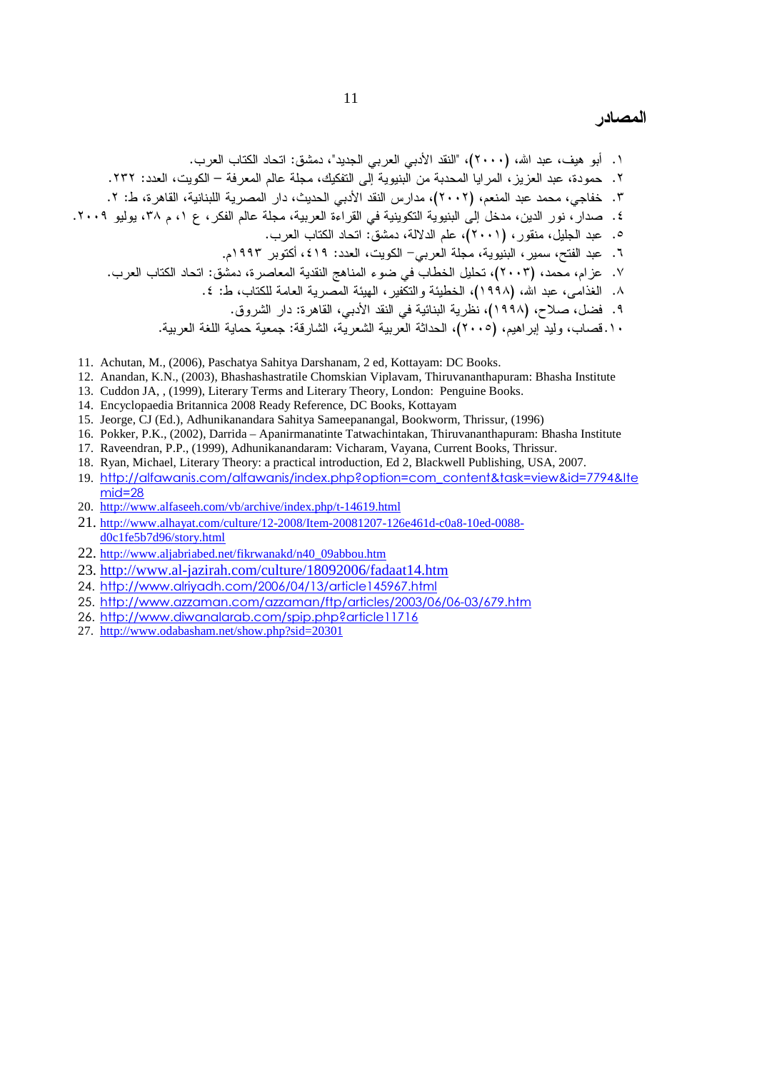## المصادر

١. أبو هيف، عبد الله، (٢٠٠٠)، "النقد الأدبي العربي الجديد"، دمشق: اتحاد الكتاب العرب.
٢. حمودة، عبد العزيز، المرايا المحدبة من البنيوية إلى التفكيك، مجلة عالم المعرفة – الكويت، العدد: ٢٣٢.
٣. خفاجي، محمد عبد المنعم، (٢٠٠٢)، مدارس النقد الأدبي الحديث، دار المصرية اللبنانية، القاهرة، ط: ٢.
٤. صدار، نور الدين، مدخل إلى البنيوية التكوينية في القراءة العربية، مجلة عالم الفكر، ع ١، م ٣٨، يوليو ٢٠٠٩.
٥. عبد الجليل، منقور، (٢٠٠١)، علم الدلالة، دمشق: اتحاد الكتاب العرب.
٦. عبد الفتح، سمير، البنيوية، مجلة العربي– الكويت، العدد: ٤١٩، أكتوبر ١٩٩٣م.
٧. عزام، محمد، (٢٠٠٣)، تحليل الخطاب في ضوء المناهج النقدية المعاصرة، دمشق: اتحاد الكتاب العرب.
٨. الغذامي، عبد الله، (١٩٩٨)، الخطيئة والتكفير، الهيئة المصرية العامة للكتاب، ط: ٤.
٩. فضل، صلاح، (١٩٩٨)، نظرية البنائية في النقد الأدبي، القاهرة: دار الشروق.
١٠. قصاب، وليد إبراهيم، (٢٠٠٥)، الحداثة العربية الشعرية، الشارقة: جمعية حماية اللغة العربية.

11. Achutan, M., (2006), Paschatya Sahitya Darshanam, 2 ed, Kottayam: DC Books.
12. Anandan, K.N., (2003), Bhashashastratile Chomskian Viplavam, Thiruvananthapuram: Bhasha Institute
13. Cuddon JA, , (1999), Literary Terms and Literary Theory, London: Penguine Books.
14. Encyclopaedia Britannica 2008 Ready Reference, DC Books, Kottayam
15. Jeorge, CJ (Ed.), Adhunikanandara Sahitya Sameepanangal, Bookworm, Thrissur, (1996)
16. Pokker, P.K., (2002), Darrida – Apanirmanatinte Tatwachintakan, Thiruvananthapuram: Bhasha Institute
17. Raveendran, P.P., (1999), Adhunikanandaram: Vicharam, Vayana, Current Books, Thrissur.
18. Ryan, Michael, Literary Theory: a practical introduction, Ed 2, Blackwell Publishing, USA, 2007.
19. http://alfawanis.com/alfawanis/index.php?option=com_content&task=view&id=7794&Itemid=28
20. http://www.alfaseeh.com/vb/archive/index.php/t-14619.html
21. http://www.alhayat.com/culture/12-2008/Item-20081207-126e461d-c0a8-10ed-0088-d0c1fe5b7d96/story.html
22. http://www.aljabriabed.net/fikrwanakd/n40_09abbou.htm
23. http://www.al-jazirah.com/culture/18092006/fadaat14.htm
24. http://www.alriyadh.com/2006/04/13/article145967.html
25. http://www.azzaman.com/azzaman/ftp/articles/2003/06/06-03/679.htm
26. http://www.diwanalarab.com/spip.php?article11716
27. http://www.odabasham.net/show.php?sid=20301